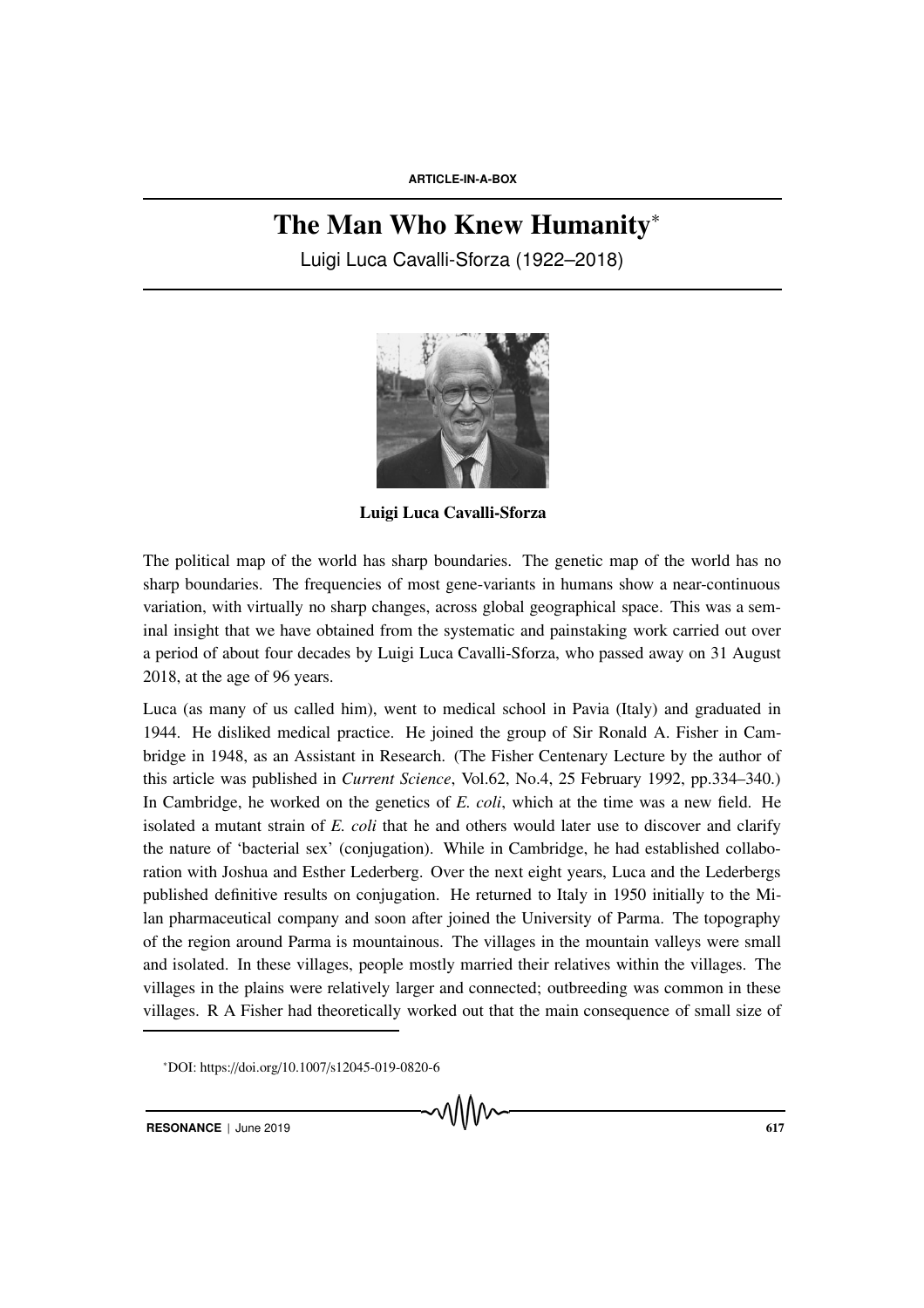ARTICLE-IN-A-BOX

# The Man Who Knew Humanity*

Luigi Luca Cavalli-Sforza (1922–2018)

**Luigi Luca Cavalli-Sforza**

The political map of the world has sharp boundaries. The genetic map of the world has no sharp boundaries. The frequencies of most gene-variants in humans show a near-continuous variation, with virtually no sharp changes, across global geographical space. This was a seminal insight that we have obtained from the systematic and painstaking work carried out over a period of about four decades by Luigi Luca Cavalli-Sforza, who passed away on 31 August 2018, at the age of 96 years.

Luca (as many of us called him), went to medical school in Pavia (Italy) and graduated in 1944. He disliked medical practice. He joined the group of Sir Ronald A. Fisher in Cambridge in 1948, as an Assistant in Research. (The Fisher Centenary Lecture by the author of this article was published in *Current Science*, Vol.62, No.4, 25 February 1992, pp.334–340.) In Cambridge, he worked on the genetics of *E. coli*, which at the time was a new field. He isolated a mutant strain of *E. coli* that he and others would later use to discover and clarify the nature of 'bacterial sex' (conjugation). While in Cambridge, he had established collaboration with Joshua and Esther Lederberg. Over the next eight years, Luca and the Lederbergs published definitive results on conjugation. He returned to Italy in 1950 initially to the Milan pharmaceutical company and soon after joined the University of Parma. The topography of the region around Parma is mountainous. The villages in the mountain valleys were small and isolated. In these villages, people mostly married their relatives within the villages. The villages in the plains were relatively larger and connected; outbreeding was common in these villages. R A Fisher had theoretically worked out that the main consequence of small size of

*DOI: https://doi.org/10.1007/s12045-019-0820-6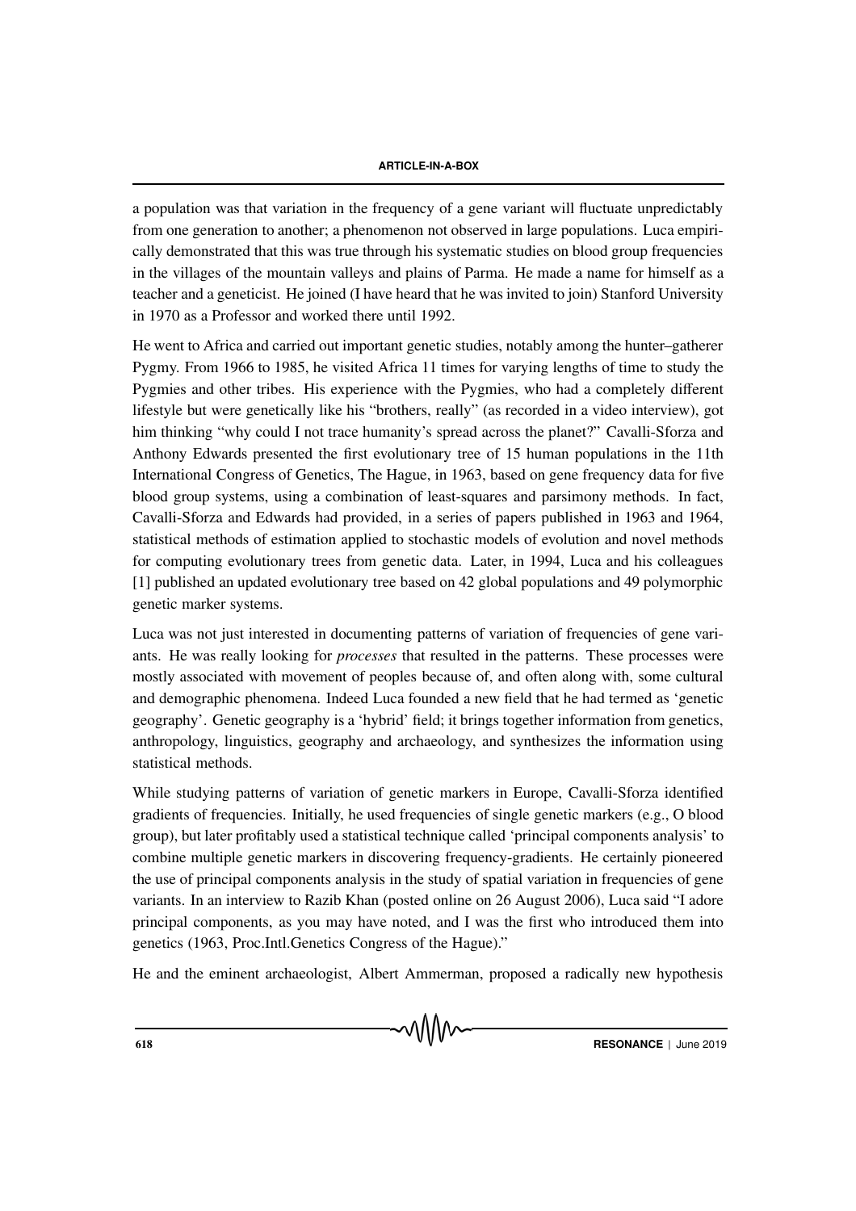a population was that variation in the frequency of a gene variant will fluctuate unpredictably from one generation to another; a phenomenon not observed in large populations. Luca empirically demonstrated that this was true through his systematic studies on blood group frequencies in the villages of the mountain valleys and plains of Parma. He made a name for himself as a teacher and a geneticist. He joined (I have heard that he was invited to join) Stanford University in 1970 as a Professor and worked there until 1992.

He went to Africa and carried out important genetic studies, notably among the hunter–gatherer Pygmy. From 1966 to 1985, he visited Africa 11 times for varying lengths of time to study the Pygmies and other tribes. His experience with the Pygmies, who had a completely different lifestyle but were genetically like his "brothers, really" (as recorded in a video interview), got him thinking "why could I not trace humanity's spread across the planet?" Cavalli-Sforza and Anthony Edwards presented the first evolutionary tree of 15 human populations in the 11th International Congress of Genetics, The Hague, in 1963, based on gene frequency data for five blood group systems, using a combination of least-squares and parsimony methods. In fact, Cavalli-Sforza and Edwards had provided, in a series of papers published in 1963 and 1964, statistical methods of estimation applied to stochastic models of evolution and novel methods for computing evolutionary trees from genetic data. Later, in 1994, Luca and his colleagues [1] published an updated evolutionary tree based on 42 global populations and 49 polymorphic genetic marker systems.

Luca was not just interested in documenting patterns of variation of frequencies of gene variants. He was really looking for *processes* that resulted in the patterns. These processes were mostly associated with movement of peoples because of, and often along with, some cultural and demographic phenomena. Indeed Luca founded a new field that he had termed as 'genetic geography'. Genetic geography is a 'hybrid' field; it brings together information from genetics, anthropology, linguistics, geography and archaeology, and synthesizes the information using statistical methods.

While studying patterns of variation of genetic markers in Europe, Cavalli-Sforza identified gradients of frequencies. Initially, he used frequencies of single genetic markers (e.g., O blood group), but later profitably used a statistical technique called 'principal components analysis' to combine multiple genetic markers in discovering frequency-gradients. He certainly pioneered the use of principal components analysis in the study of spatial variation in frequencies of gene variants. In an interview to Razib Khan (posted online on 26 August 2006), Luca said "I adore principal components, as you may have noted, and I was the first who introduced them into genetics (1963, Proc.Intl.Genetics Congress of the Hague)."

He and the eminent archaeologist, Albert Ammerman, proposed a radically new hypothesis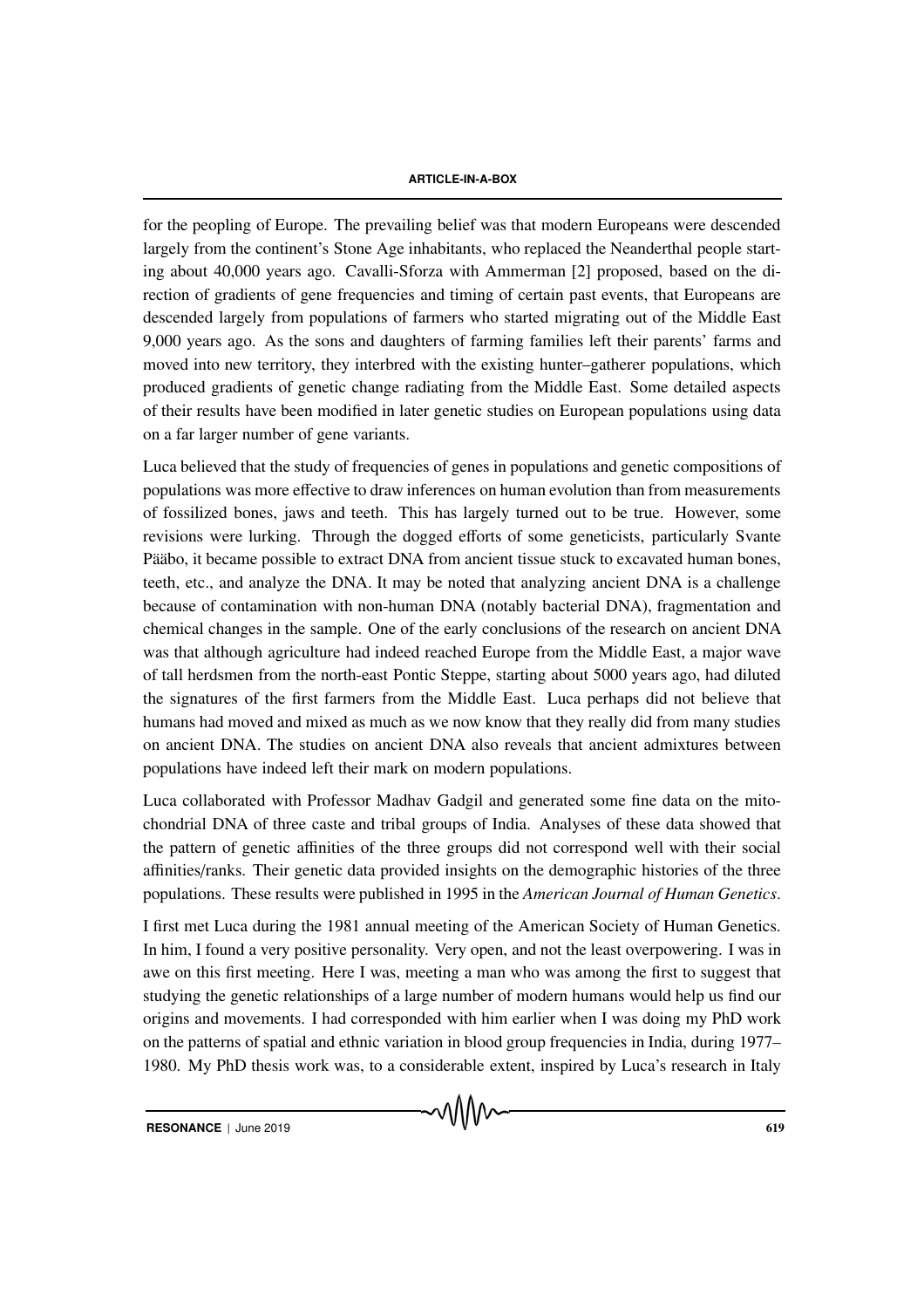for the peopling of Europe. The prevailing belief was that modern Europeans were descended largely from the continent's Stone Age inhabitants, who replaced the Neanderthal people starting about 40,000 years ago. Cavalli-Sforza with Ammerman [2] proposed, based on the direction of gradients of gene frequencies and timing of certain past events, that Europeans are descended largely from populations of farmers who started migrating out of the Middle East 9,000 years ago. As the sons and daughters of farming families left their parents' farms and moved into new territory, they interbred with the existing hunter–gatherer populations, which produced gradients of genetic change radiating from the Middle East. Some detailed aspects of their results have been modified in later genetic studies on European populations using data on a far larger number of gene variants.

Luca believed that the study of frequencies of genes in populations and genetic compositions of populations was more effective to draw inferences on human evolution than from measurements of fossilized bones, jaws and teeth. This has largely turned out to be true. However, some revisions were lurking. Through the dogged efforts of some geneticists, particularly Svante Pääbo, it became possible to extract DNA from ancient tissue stuck to excavated human bones, teeth, etc., and analyze the DNA. It may be noted that analyzing ancient DNA is a challenge because of contamination with non-human DNA (notably bacterial DNA), fragmentation and chemical changes in the sample. One of the early conclusions of the research on ancient DNA was that although agriculture had indeed reached Europe from the Middle East, a major wave of tall herdsmen from the north-east Pontic Steppe, starting about 5000 years ago, had diluted the signatures of the first farmers from the Middle East. Luca perhaps did not believe that humans had moved and mixed as much as we now know that they really did from many studies on ancient DNA. The studies on ancient DNA also reveals that ancient admixtures between populations have indeed left their mark on modern populations.

Luca collaborated with Professor Madhav Gadgil and generated some fine data on the mitochondrial DNA of three caste and tribal groups of India. Analyses of these data showed that the pattern of genetic affinities of the three groups did not correspond well with their social affinities/ranks. Their genetic data provided insights on the demographic histories of the three populations. These results were published in 1995 in the *American Journal of Human Genetics*.

I first met Luca during the 1981 annual meeting of the American Society of Human Genetics. In him, I found a very positive personality. Very open, and not the least overpowering. I was in awe on this first meeting. Here I was, meeting a man who was among the first to suggest that studying the genetic relationships of a large number of modern humans would help us find our origins and movements. I had corresponded with him earlier when I was doing my PhD work on the patterns of spatial and ethnic variation in blood group frequencies in India, during 1977–1980. My PhD thesis work was, to a considerable extent, inspired by Luca's research in Italy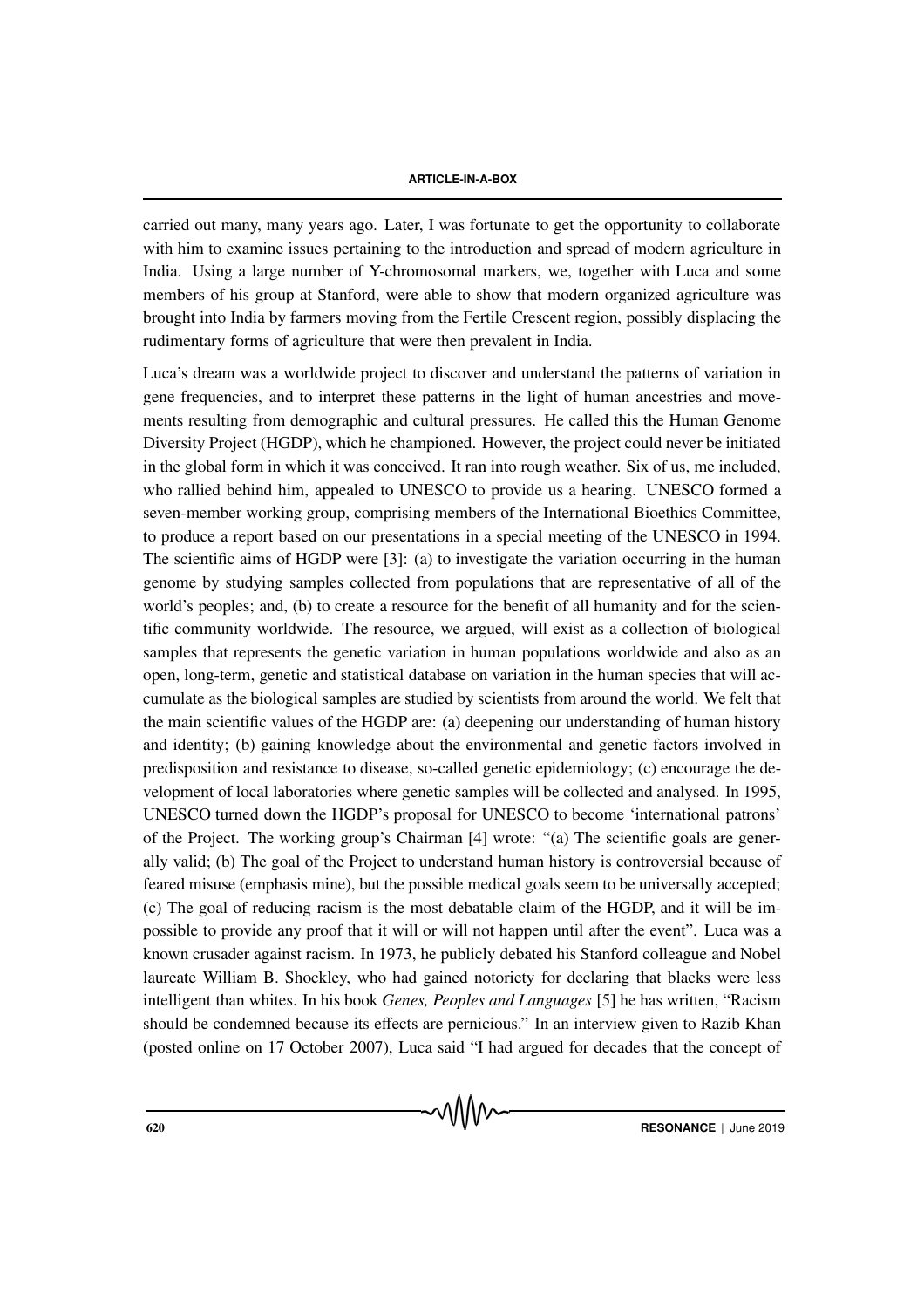carried out many, many years ago. Later, I was fortunate to get the opportunity to collaborate with him to examine issues pertaining to the introduction and spread of modern agriculture in India. Using a large number of Y-chromosomal markers, we, together with Luca and some members of his group at Stanford, were able to show that modern organized agriculture was brought into India by farmers moving from the Fertile Crescent region, possibly displacing the rudimentary forms of agriculture that were then prevalent in India.

Luca's dream was a worldwide project to discover and understand the patterns of variation in gene frequencies, and to interpret these patterns in the light of human ancestries and movements resulting from demographic and cultural pressures. He called this the Human Genome Diversity Project (HGDP), which he championed. However, the project could never be initiated in the global form in which it was conceived. It ran into rough weather. Six of us, me included, who rallied behind him, appealed to UNESCO to provide us a hearing. UNESCO formed a seven-member working group, comprising members of the International Bioethics Committee, to produce a report based on our presentations in a special meeting of the UNESCO in 1994. The scientific aims of HGDP were [3]: (a) to investigate the variation occurring in the human genome by studying samples collected from populations that are representative of all of the world's peoples; and, (b) to create a resource for the benefit of all humanity and for the scientific community worldwide. The resource, we argued, will exist as a collection of biological samples that represents the genetic variation in human populations worldwide and also as an open, long-term, genetic and statistical database on variation in the human species that will accumulate as the biological samples are studied by scientists from around the world. We felt that the main scientific values of the HGDP are: (a) deepening our understanding of human history and identity; (b) gaining knowledge about the environmental and genetic factors involved in predisposition and resistance to disease, so-called genetic epidemiology; (c) encourage the development of local laboratories where genetic samples will be collected and analysed. In 1995, UNESCO turned down the HGDP's proposal for UNESCO to become 'international patrons' of the Project. The working group's Chairman [4] wrote: "(a) The scientific goals are generally valid; (b) The goal of the Project to understand human history is controversial because of feared misuse (emphasis mine), but the possible medical goals seem to be universally accepted; (c) The goal of reducing racism is the most debatable claim of the HGDP, and it will be impossible to provide any proof that it will or will not happen until after the event". Luca was a known crusader against racism. In 1973, he publicly debated his Stanford colleague and Nobel laureate William B. Shockley, who had gained notoriety for declaring that blacks were less intelligent than whites. In his book *Genes, Peoples and Languages* [5] he has written, "Racism should be condemned because its effects are pernicious." In an interview given to Razib Khan (posted online on 17 October 2007), Luca said "I had argued for decades that the concept of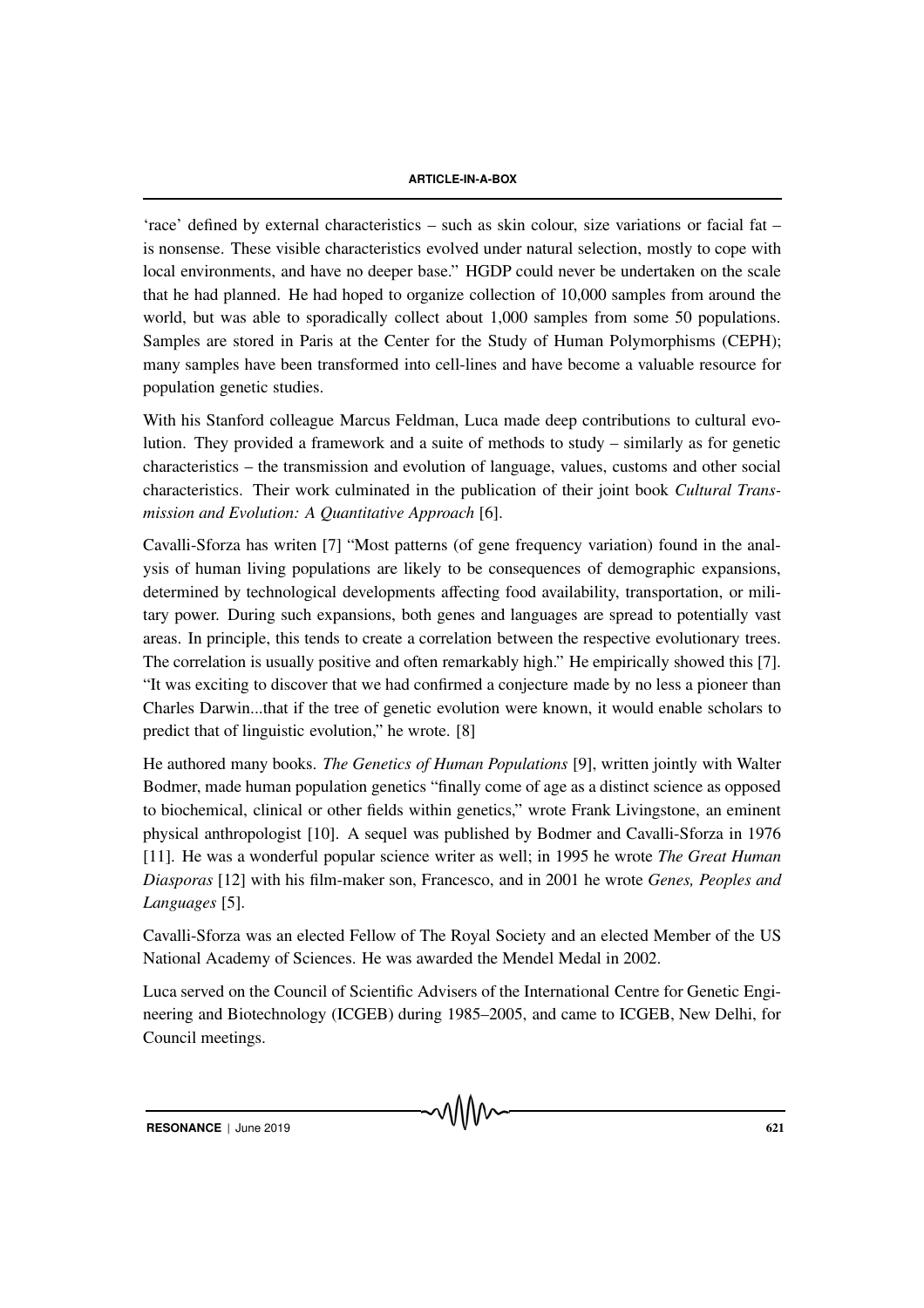'race' defined by external characteristics – such as skin colour, size variations or facial fat – is nonsense. These visible characteristics evolved under natural selection, mostly to cope with local environments, and have no deeper base." HGDP could never be undertaken on the scale that he had planned. He had hoped to organize collection of 10,000 samples from around the world, but was able to sporadically collect about 1,000 samples from some 50 populations. Samples are stored in Paris at the Center for the Study of Human Polymorphisms (CEPH); many samples have been transformed into cell-lines and have become a valuable resource for population genetic studies.

With his Stanford colleague Marcus Feldman, Luca made deep contributions to cultural evolution. They provided a framework and a suite of methods to study – similarly as for genetic characteristics – the transmission and evolution of language, values, customs and other social characteristics. Their work culminated in the publication of their joint book *Cultural Transmission and Evolution: A Quantitative Approach* [6].

Cavalli-Sforza has writen [7] "Most patterns (of gene frequency variation) found in the analysis of human living populations are likely to be consequences of demographic expansions, determined by technological developments affecting food availability, transportation, or military power. During such expansions, both genes and languages are spread to potentially vast areas. In principle, this tends to create a correlation between the respective evolutionary trees. The correlation is usually positive and often remarkably high." He empirically showed this [7]. "It was exciting to discover that we had confirmed a conjecture made by no less a pioneer than Charles Darwin...that if the tree of genetic evolution were known, it would enable scholars to predict that of linguistic evolution," he wrote. [8]

He authored many books. *The Genetics of Human Populations* [9], written jointly with Walter Bodmer, made human population genetics "finally come of age as a distinct science as opposed to biochemical, clinical or other fields within genetics," wrote Frank Livingstone, an eminent physical anthropologist [10]. A sequel was published by Bodmer and Cavalli-Sforza in 1976 [11]. He was a wonderful popular science writer as well; in 1995 he wrote *The Great Human Diasporas* [12] with his film-maker son, Francesco, and in 2001 he wrote *Genes, Peoples and Languages* [5].

Cavalli-Sforza was an elected Fellow of The Royal Society and an elected Member of the US National Academy of Sciences. He was awarded the Mendel Medal in 2002.

Luca served on the Council of Scientific Advisers of the International Centre for Genetic Engineering and Biotechnology (ICGEB) during 1985–2005, and came to ICGEB, New Delhi, for Council meetings.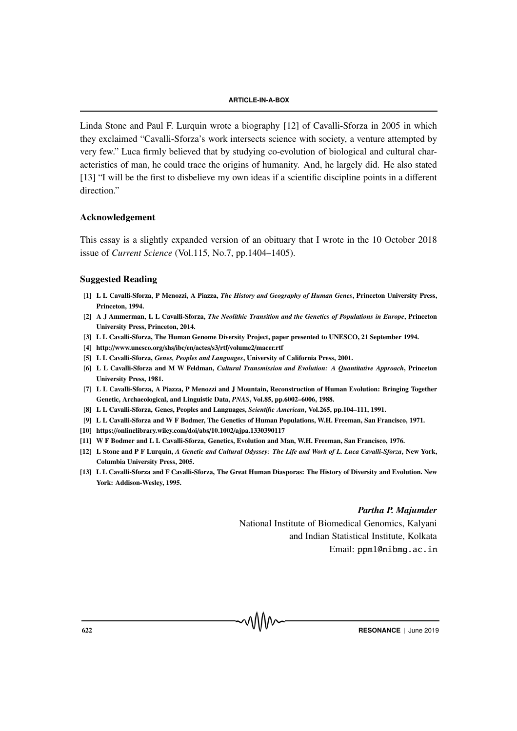Linda Stone and Paul F. Lurquin wrote a biography [12] of Cavalli-Sforza in 2005 in which they exclaimed "Cavalli-Sforza's work intersects science with society, a venture attempted by very few." Luca firmly believed that by studying co-evolution of biological and cultural characteristics of man, he could trace the origins of humanity. And, he largely did. He also stated [13] "I will be the first to disbelieve my own ideas if a scientific discipline points in a different direction."

### Acknowledgement

This essay is a slightly expanded version of an obituary that I wrote in the 10 October 2018 issue of *Current Science* (Vol.115, No.7, pp.1404–1405).

### Suggested Reading

**[1] L L Cavalli-Sforza, P Menozzi, A Piazza, *The History and Geography of Human Genes*, Princeton University Press, Princeton, 1994.**

**[2] A J Ammerman, L L Cavalli-Sforza, *The Neolithic Transition and the Genetics of Populations in Europe*, Princeton University Press, Princeton, 2014.**

**[3] L L Cavalli-Sforza, The Human Genome Diversity Project, paper presented to UNESCO, 21 September 1994.**

**[4] http://www.unesco.org/shs/ibc/en/actes/s3/rtf/volume2/macer.rtf**

**[5] L L Cavalli-Sforza, *Genes, Peoples and Languages*, University of California Press, 2001.**

**[6] L L Cavalli-Sforza and M W Feldman, *Cultural Transmission and Evolution: A Quantitative Approach*, Princeton University Press, 1981.**

**[7] L L Cavalli-Sforza, A Piazza, P Menozzi and J Mountain, Reconstruction of Human Evolution: Bringing Together Genetic, Archaeological, and Linguistic Data, *PNAS*, Vol.85, pp.6002–6006, 1988.**

**[8] L L Cavalli-Sforza, Genes, Peoples and Languages, *Scientific American*, Vol.265, pp.104–111, 1991.**

**[9] L L Cavalli-Sforza and W F Bodmer, The Genetics of Human Populations, W.H. Freeman, San Francisco, 1971.**

**[10] https://onlinelibrary.wiley.com/doi/abs/10.1002/ajpa.1330390117**

**[11] W F Bodmer and L L Cavalli-Sforza, Genetics, Evolution and Man, W.H. Freeman, San Francisco, 1976.**

**[12] L Stone and P F Lurquin, *A Genetic and Cultural Odyssey: The Life and Work of L. Luca Cavalli-Sforza*, New York, Columbia University Press, 2005.**

**[13] L L Cavalli-Sforza and F Cavalli-Sforza, The Great Human Diasporas: The History of Diversity and Evolution. New York: Addison-Wesley, 1995.**

***Partha P. Majumder***
National Institute of Biomedical Genomics, Kalyani
and Indian Statistical Institute, Kolkata
Email: ppm1@nibmg.ac.in